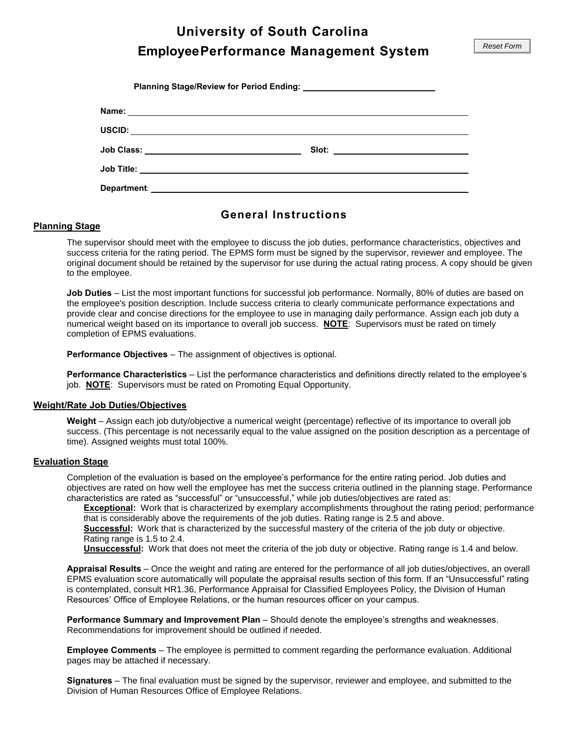# University of South Carolina
# EmployeePerformance Management System

Reset Form

**Planning Stage/Review for Period Ending:** ____________________

**Name:** ____________________

**USCID:** ____________________

**Job Class:** ____________________ **Slot:** ____________________

**Job Title:** ____________________

**Department:** ____________________

## General Instructions

### Planning Stage

The supervisor should meet with the employee to discuss the job duties, performance characteristics, objectives and success criteria for the rating period. The EPMS form must be signed by the supervisor, reviewer and employee. The original document should be retained by the supervisor for use during the actual rating process. A copy should be given to the employee.

**Job Duties** – List the most important functions for successful job performance. Normally, 80% of duties are based on the employee's position description. Include success criteria to clearly communicate performance expectations and provide clear and concise directions for the employee to use in managing daily performance. Assign each job duty a numerical weight based on its importance to overall job success. **NOTE**: Supervisors must be rated on timely completion of EPMS evaluations.

**Performance Objectives** – The assignment of objectives is optional.

**Performance Characteristics** – List the performance characteristics and definitions directly related to the employee's job. **NOTE**: Supervisors must be rated on Promoting Equal Opportunity.

### Weight/Rate Job Duties/Objectives

**Weight** – Assign each job duty/objective a numerical weight (percentage) reflective of its importance to overall job success. (This percentage is not necessarily equal to the value assigned on the position description as a percentage of time). Assigned weights must total 100%.

### Evaluation Stage

Completion of the evaluation is based on the employee's performance for the entire rating period. Job duties and objectives are rated on how well the employee has met the success criteria outlined in the planning stage. Performance characteristics are rated as "successful" or "unsuccessful," while job duties/objectives are rated as:

**Exceptional:** Work that is characterized by exemplary accomplishments throughout the rating period; performance that is considerably above the requirements of the job duties. Rating range is 2.5 and above.

**Successful:** Work that is characterized by the successful mastery of the criteria of the job duty or objective. Rating range is 1.5 to 2.4.

**Unsuccessful:** Work that does not meet the criteria of the job duty or objective. Rating range is 1.4 and below.

**Appraisal Results** – Once the weight and rating are entered for the performance of all job duties/objectives, an overall EPMS evaluation score automatically will populate the appraisal results section of this form. If an "Unsuccessful" rating is contemplated, consult HR1.36, Performance Appraisal for Classified Employees Policy, the Division of Human Resources' Office of Employee Relations, or the human resources officer on your campus.

**Performance Summary and Improvement Plan** – Should denote the employee's strengths and weaknesses. Recommendations for improvement should be outlined if needed.

**Employee Comments** – The employee is permitted to comment regarding the performance evaluation. Additional pages may be attached if necessary.

**Signatures** – The final evaluation must be signed by the supervisor, reviewer and employee, and submitted to the Division of Human Resources Office of Employee Relations.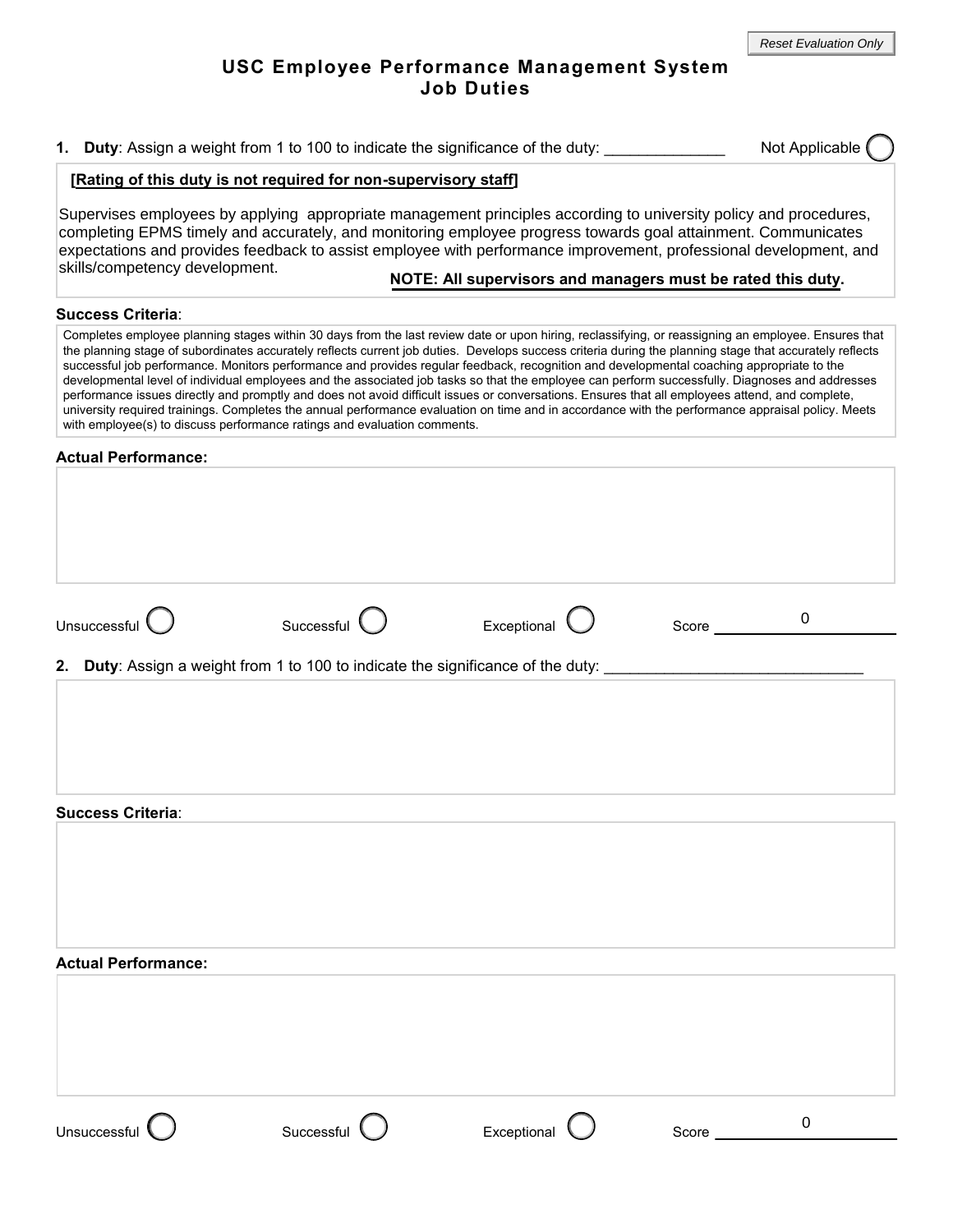Reset Evaluation Only

# USC Employee Performance Management System
## Job Duties

**1. Duty**: Assign a weight from 1 to 100 to indicate the significance of the duty: _____________ Not Applicable ◯

**[Rating of this duty is not required for non-supervisory staff]**

Supervises employees by applying appropriate management principles according to university policy and procedures, completing EPMS timely and accurately, and monitoring employee progress towards goal attainment. Communicates expectations and provides feedback to assist employee with performance improvement, professional development, and skills/competency development.

**NOTE: All supervisors and managers must be rated this duty.**

**Success Criteria**:

Completes employee planning stages within 30 days from the last review date or upon hiring, reclassifying, or reassigning an employee. Ensures that the planning stage of subordinates accurately reflects current job duties. Develops success criteria during the planning stage that accurately reflects successful job performance. Monitors performance and provides regular feedback, recognition and developmental coaching appropriate to the developmental level of individual employees and the associated job tasks so that the employee can perform successfully. Diagnoses and addresses performance issues directly and promptly and does not avoid difficult issues or conversations. Ensures that all employees attend, and complete, university required trainings. Completes the annual performance evaluation on time and in accordance with the performance appraisal policy. Meets with employee(s) to discuss performance ratings and evaluation comments.

**Actual Performance:**

Unsuccessful ◯ Successful ◯ Exceptional ◯ Score 0

**2. Duty**: Assign a weight from 1 to 100 to indicate the significance of the duty: _____________________________

**Success Criteria**:

**Actual Performance:**

Unsuccessful ◯ Successful ◯ Exceptional ◯ Score 0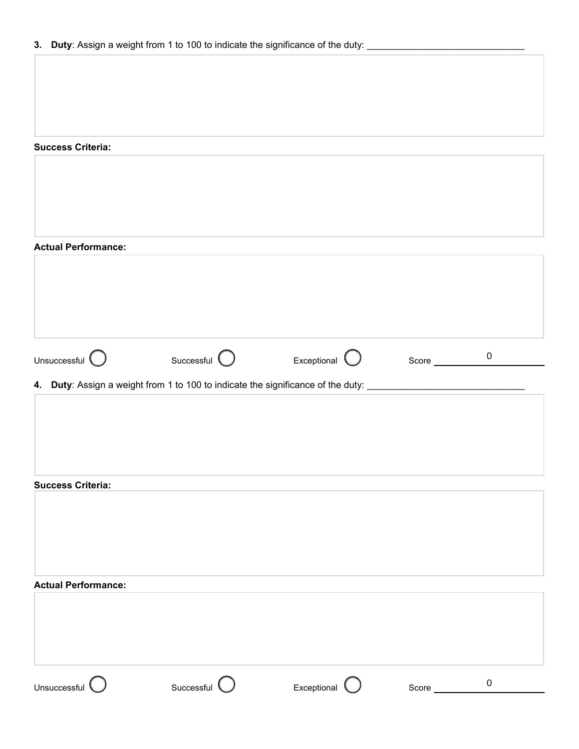**3. Duty**: Assign a weight from 1 to 100 to indicate the significance of the duty: ______________________________

**Success Criteria:**

**Actual Performance:**

Unsuccessful ◯ Successful ◯ Exceptional ◯ Score 0

**4. Duty**: Assign a weight from 1 to 100 to indicate the significance of the duty: ______________________________

**Success Criteria:**

**Actual Performance:**

Unsuccessful ◯ Successful ◯ Exceptional ◯ Score 0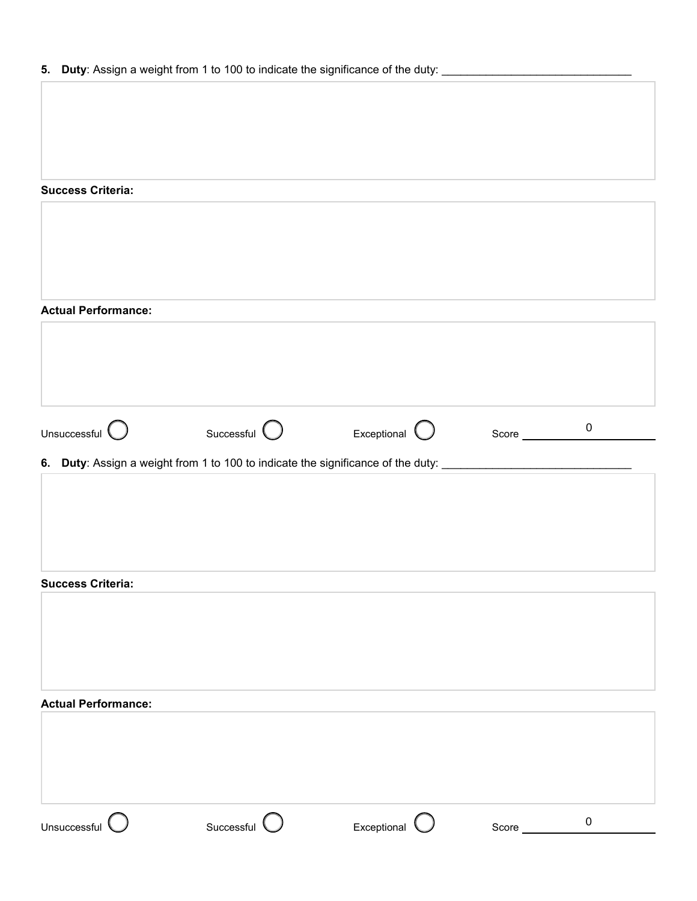**5. Duty**: Assign a weight from 1 to 100 to indicate the significance of the duty: ______________________________

**Success Criteria:**

**Actual Performance:**

Unsuccessful ◯ Successful ◯ Exceptional ◯ Score 0

**6. Duty**: Assign a weight from 1 to 100 to indicate the significance of the duty: ______________________________

**Success Criteria:**

**Actual Performance:**

Unsuccessful ◯ Successful ◯ Exceptional ◯ Score 0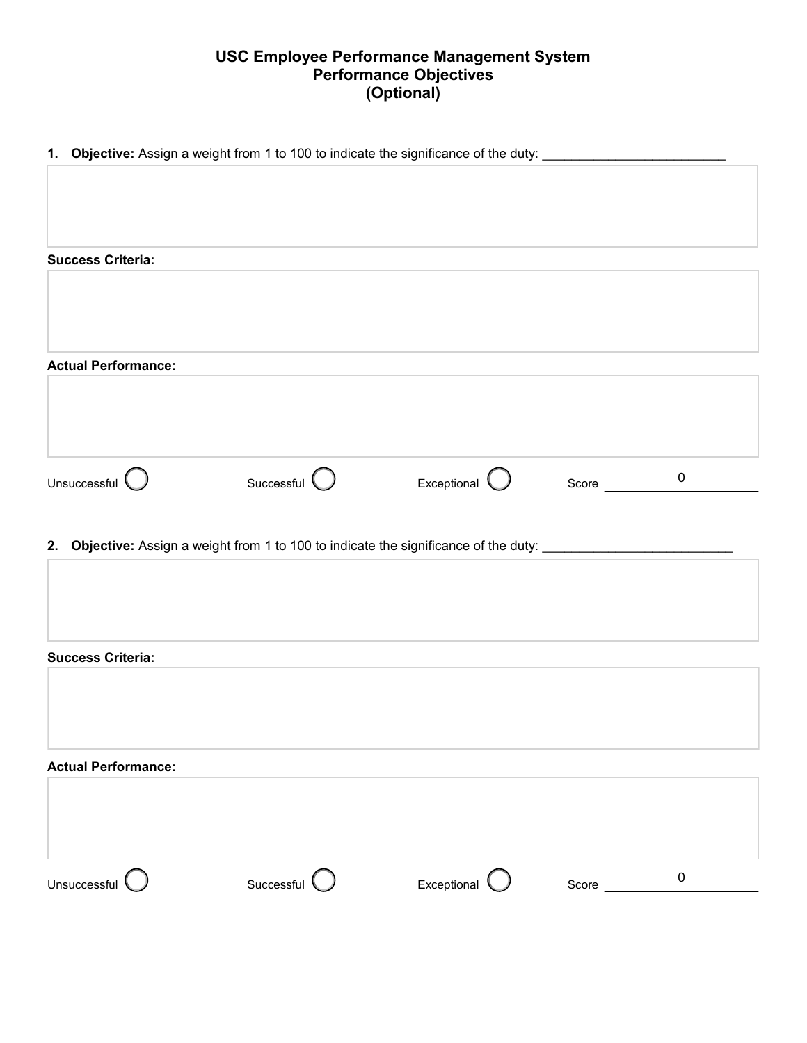# USC Employee Performance Management System
## Performance Objectives
## (Optional)

**1. Objective:** Assign a weight from 1 to 100 to indicate the significance of the duty: ________________________

**Success Criteria:**

**Actual Performance:**

Unsuccessful ◯ Successful ◯ Exceptional ◯ Score 0

**2. Objective:** Assign a weight from 1 to 100 to indicate the significance of the duty: ________________________

**Success Criteria:**

**Actual Performance:**

Unsuccessful ◯ Successful ◯ Exceptional ◯ Score 0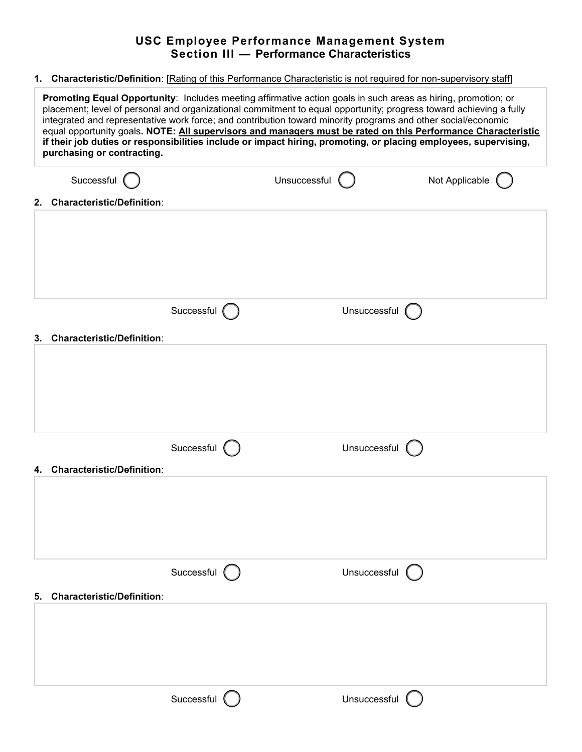# USC Employee Performance Management System
## Section III — Performance Characteristics

**1. Characteristic/Definition**: [Rating of this Performance Characteristic is not required for non-supervisory staff]

**Promoting Equal Opportunity**: Includes meeting affirmative action goals in such areas as hiring, promotion; or placement; level of personal and organizational commitment to equal opportunity; progress toward achieving a fully integrated and representative work force; and contribution toward minority programs and other social/economic equal opportunity goals**. NOTE: All supervisors and managers must be rated on this Performance Characteristic if their job duties or responsibilities include or impact hiring, promoting, or placing employees, supervising, purchasing or contracting.**

Successful ◯ Unsuccessful ◯ Not Applicable ◯

**2. Characteristic/Definition**:

Successful ◯ Unsuccessful ◯

**3. Characteristic/Definition**:

Successful ◯ Unsuccessful ◯

**4. Characteristic/Definition**:

Successful ◯ Unsuccessful ◯

**5. Characteristic/Definition**:

Successful ◯ Unsuccessful ◯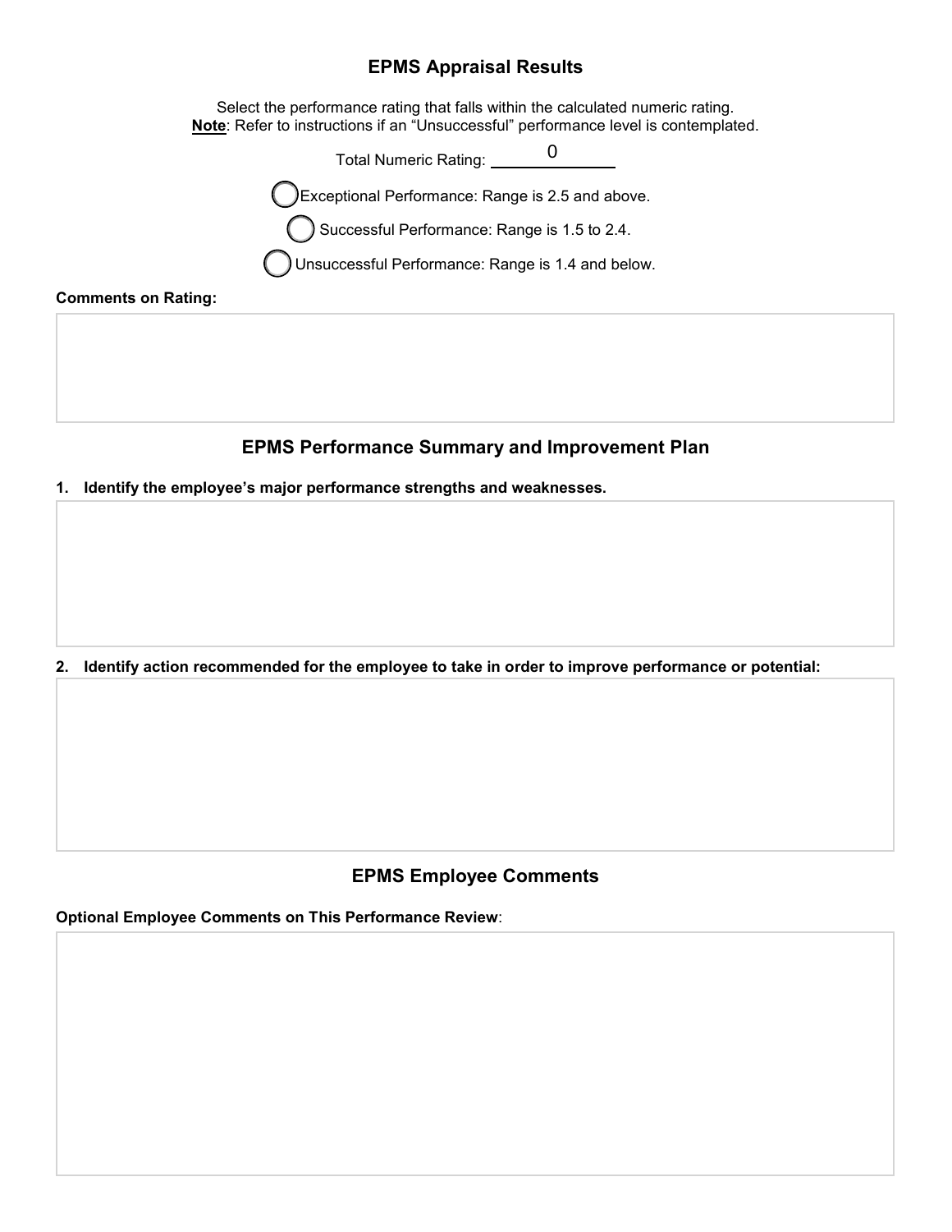## EPMS Appraisal Results

Select the performance rating that falls within the calculated numeric rating.
**Note**: Refer to instructions if an "Unsuccessful" performance level is contemplated.

Total Numeric Rating: 0

◯ Exceptional Performance: Range is 2.5 and above.

◯ Successful Performance: Range is 1.5 to 2.4.

◯ Unsuccessful Performance: Range is 1.4 and below.

**Comments on Rating:**

## EPMS Performance Summary and Improvement Plan

**1. Identify the employee's major performance strengths and weaknesses.**

**2. Identify action recommended for the employee to take in order to improve performance or potential:**

## EPMS Employee Comments

**Optional Employee Comments on This Performance Review**: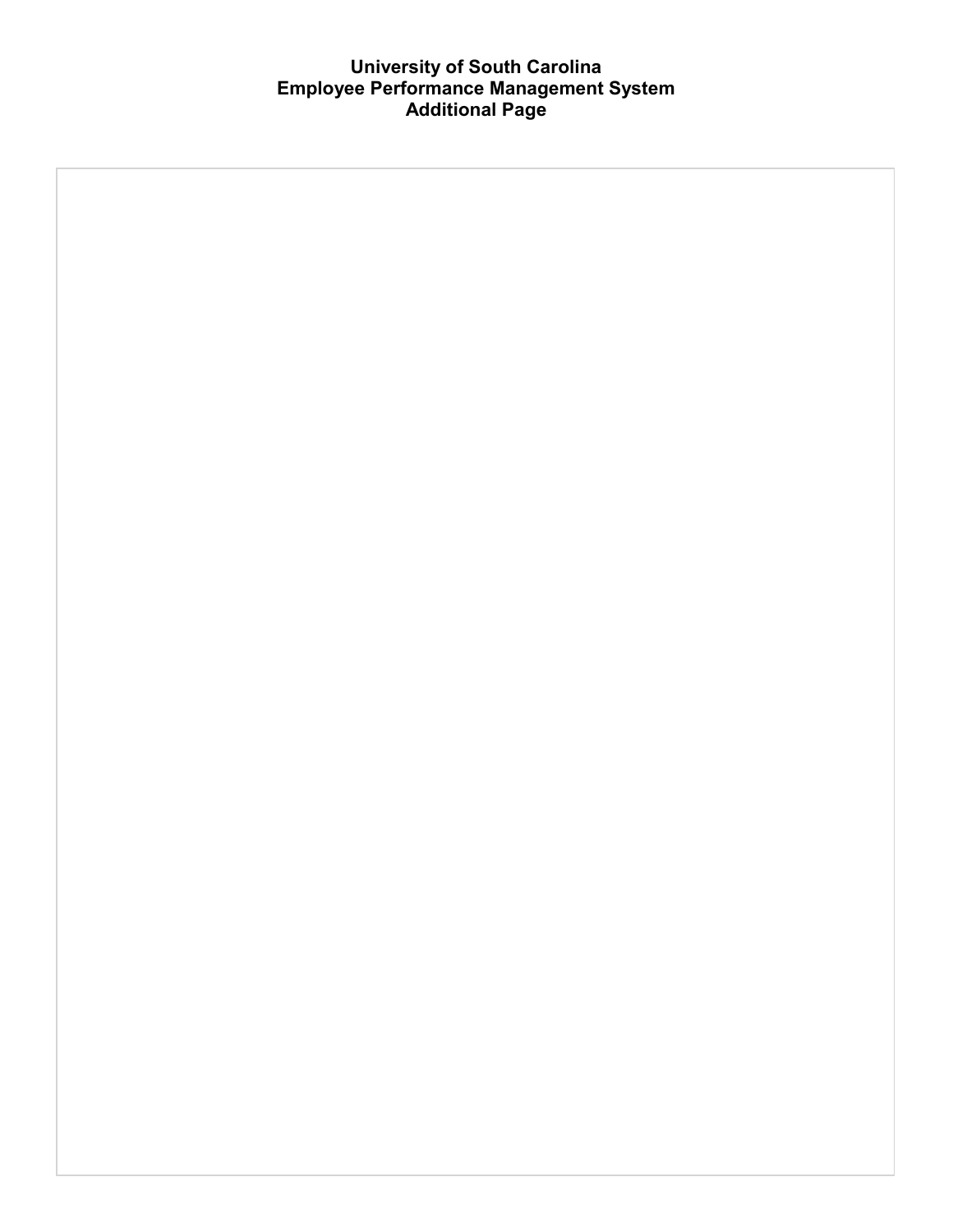# University of South Carolina
# Employee Performance Management System
# Additional Page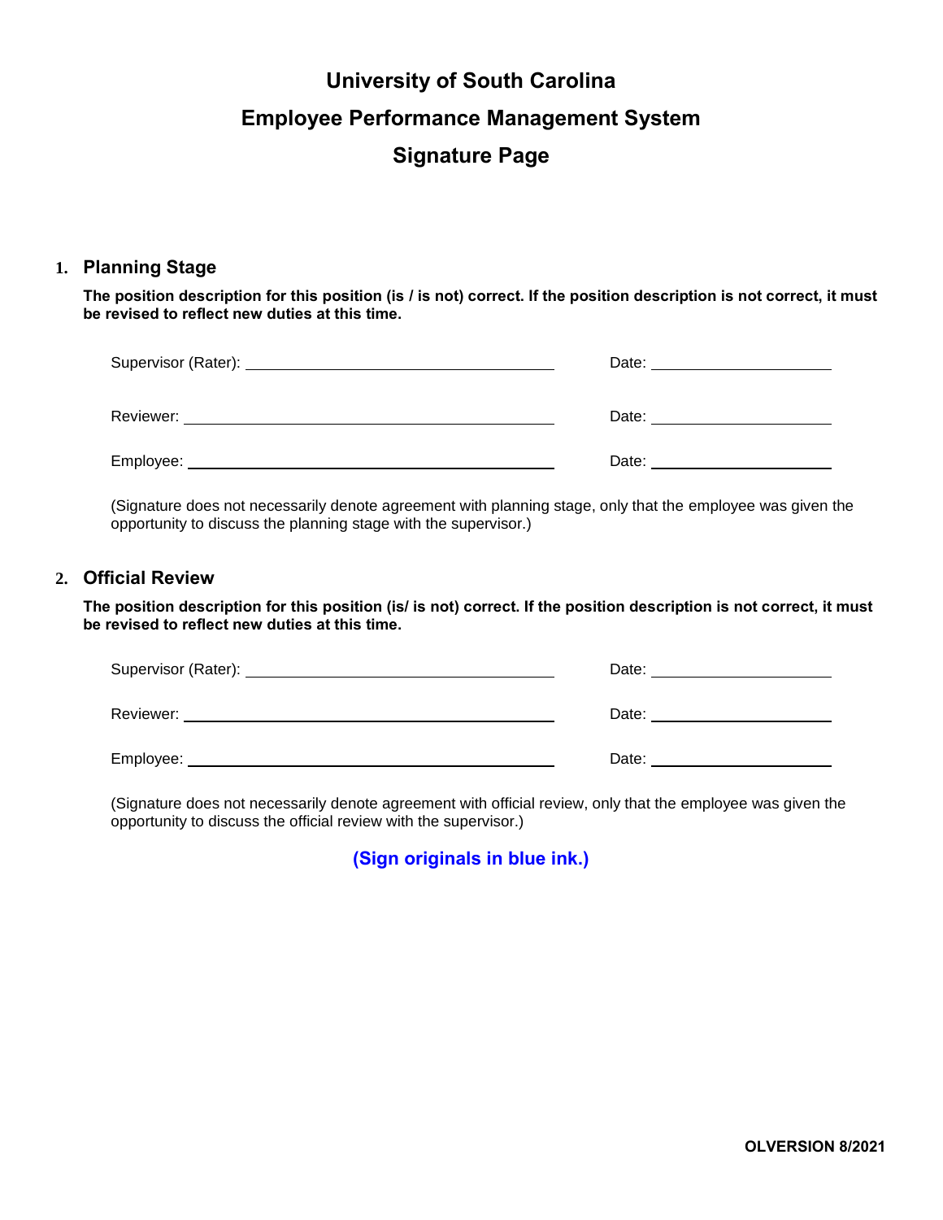# University of South Carolina

# Employee Performance Management System

# Signature Page

## 1. Planning Stage

**The position description for this position (is / is not) correct. If the position description is not correct, it must be revised to reflect new duties at this time.**

Supervisor (Rater): ______________________________ Date: ________________

Reviewer: ______________________________ Date: ________________

Employee: ______________________________ Date: ________________

(Signature does not necessarily denote agreement with planning stage, only that the employee was given the opportunity to discuss the planning stage with the supervisor.)

## 2. Official Review

**The position description for this position (is/ is not) correct. If the position description is not correct, it must be revised to reflect new duties at this time.**

Supervisor (Rater): ______________________________ Date: ________________

Reviewer: ______________________________ Date: ________________

Employee: ______________________________ Date: ________________

(Signature does not necessarily denote agreement with official review, only that the employee was given the opportunity to discuss the official review with the supervisor.)

**(Sign originals in blue ink.)**

**OLVERSION 8/2021**